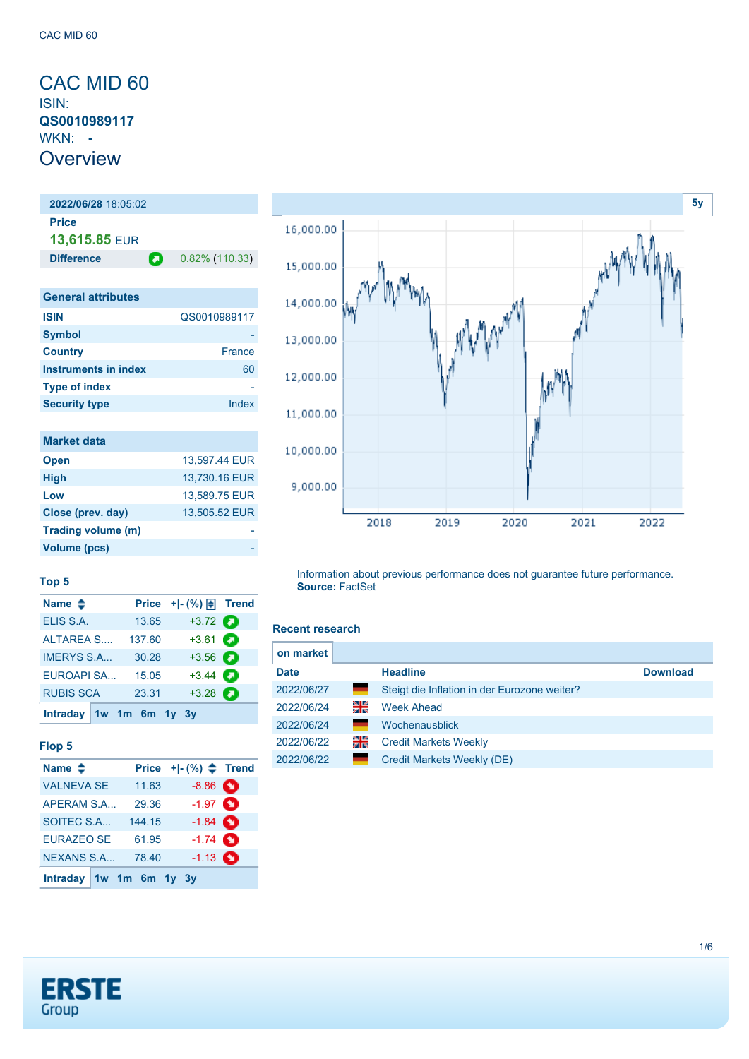# CAC MID 60

ISIN:
**QS0010989117**
WKN: **-**

## Overview

| **2022/06/28** 18:05:02 | |
|---|---|
| **Price** | |
| **13,615.85** EUR | |
| **Difference** | 0.82% (110.33) |

### General attributes

| | |
|---|---|
| **ISIN** | QS0010989117 |
| **Symbol** | - |
| **Country** | France |
| **Instruments in index** | 60 |
| **Type of index** | - |
| **Security type** | Index |

### Market data

| | |
|---|---|
| **Open** | 13,597.44 EUR |
| **High** | 13,730.16 EUR |
| **Low** | 13,589.75 EUR |
| **Close (prev. day)** | 13,505.52 EUR |
| **Trading volume (m)** | - |
| **Volume (pcs)** | - |

### Top 5

| Name | Price | +\|- (%) | Trend |
|---|---|---|---|
| ELIS S.A. | 13.65 | +3.72 | |
| ALTAREA S.... | 137.60 | +3.61 | |
| IMERYS S.A... | 30.28 | +3.56 | |
| EUROAPI SA... | 15.05 | +3.44 | |
| RUBIS SCA | 23.31 | +3.28 | |

Intraday 1w 1m 6m 1y 3y

### Flop 5

| Name | Price | +\|- (%) | Trend |
|---|---|---|---|
| VALNEVA SE | 11.63 | -8.86 | |
| APERAM S.A... | 29.36 | -1.97 | |
| SOITEC S.A... | 144.15 | -1.84 | |
| EURAZEO SE | 61.95 | -1.74 | |
| NEXANS S.A... | 78.40 | -1.13 | |

Intraday 1w 1m 6m 1y 3y

Information about previous performance does not guarantee future performance.
**Source:** FactSet

### Recent research

on market

| Date | | Headline | Download |
|---|---|---|---|
| 2022/06/27 | | Steigt die Inflation in der Eurozone weiter? | |
| 2022/06/24 | | Week Ahead | |
| 2022/06/24 | | Wochenausblick | |
| 2022/06/22 | | Credit Markets Weekly | |
| 2022/06/22 | | Credit Markets Weekly (DE) | |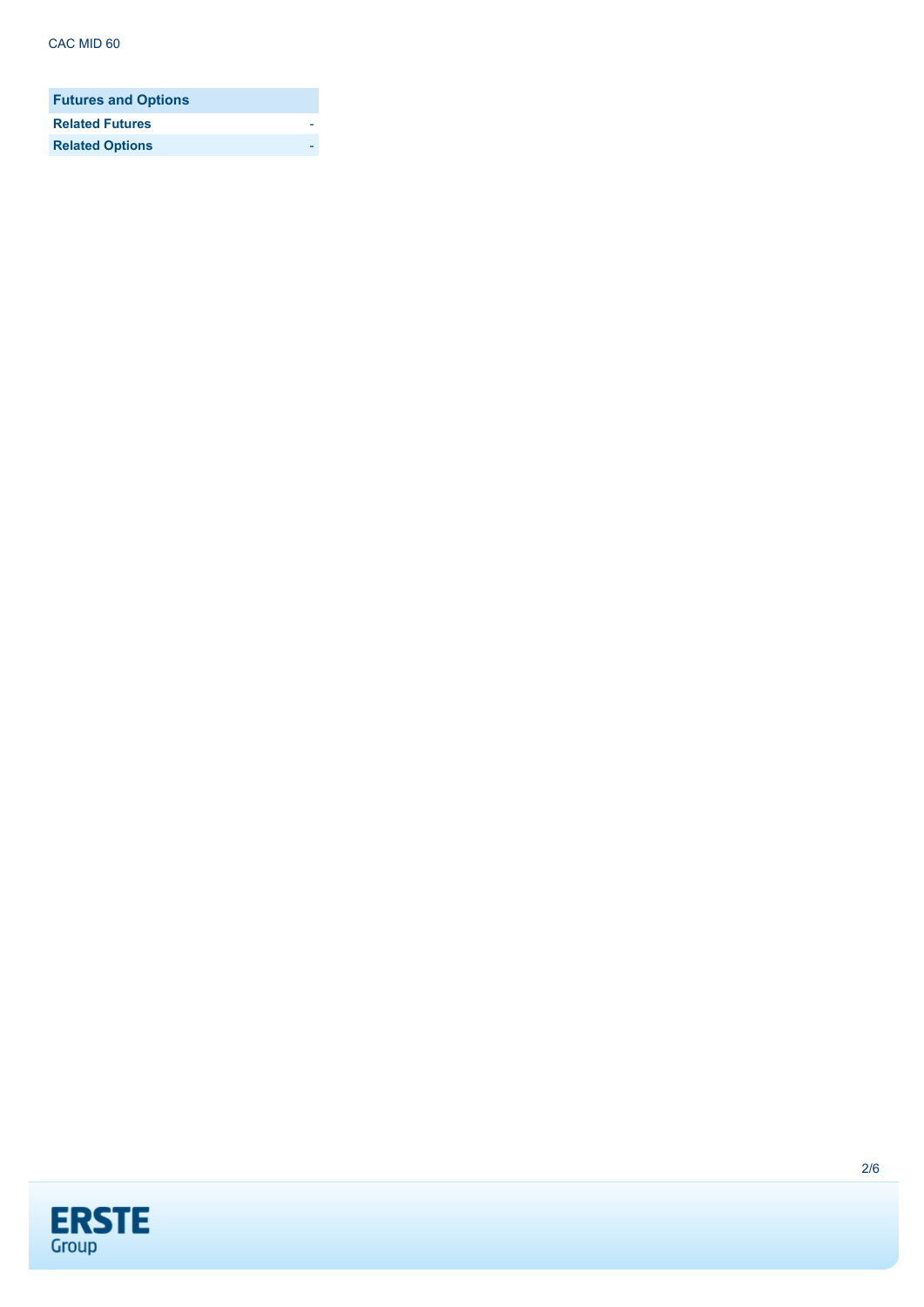| Futures and Options | |
| --- | --- |
| Related Futures | - |
| Related Options | - |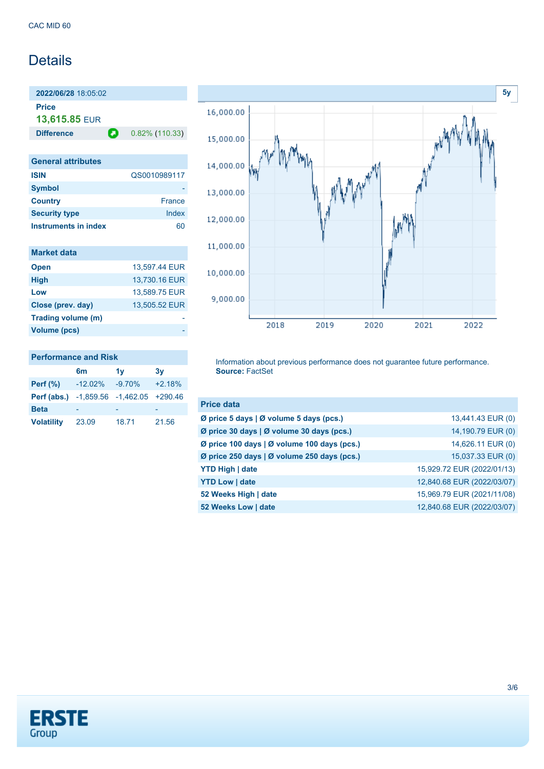CAC MID 60

# Details

**2022/06/28** 18:05:02

**Price**

**13,615.85** EUR

| **Difference** | 0.82% (110.33) |
|---|---|

| General attributes | |
|---|---|
| **ISIN** | QS0010989117 |
| **Symbol** | - |
| **Country** | France |
| **Security type** | Index |
| **Instruments in index** | 60 |

| Market data | |
|---|---|
| **Open** | 13,597.44 EUR |
| **High** | 13,730.16 EUR |
| **Low** | 13,589.75 EUR |
| **Close (prev. day)** | 13,505.52 EUR |
| **Trading volume (m)** | - |
| **Volume (pcs)** | - |

| Performance and Risk | 6m | 1y | 3y |
|---|---|---|---|
| **Perf (%)** | -12.02% | -9.70% | +2.18% |
| **Perf (abs.)** | -1,859.56 | -1,462.05 | +290.46 |
| **Beta** | - | - | - |
| **Volatility** | 23.09 | 18.71 | 21.56 |

Information about previous performance does not guarantee future performance.
**Source:** FactSet

| Price data | |
|---|---|
| **Ø price 5 days \| Ø volume 5 days (pcs.)** | 13,441.43 EUR (0) |
| **Ø price 30 days \| Ø volume 30 days (pcs.)** | 14,190.79 EUR (0) |
| **Ø price 100 days \| Ø volume 100 days (pcs.)** | 14,626.11 EUR (0) |
| **Ø price 250 days \| Ø volume 250 days (pcs.)** | 15,037.33 EUR (0) |
| **YTD High \| date** | 15,929.72 EUR (2022/01/13) |
| **YTD Low \| date** | 12,840.68 EUR (2022/03/07) |
| **52 Weeks High \| date** | 15,969.79 EUR (2021/11/08) |
| **52 Weeks Low \| date** | 12,840.68 EUR (2022/03/07) |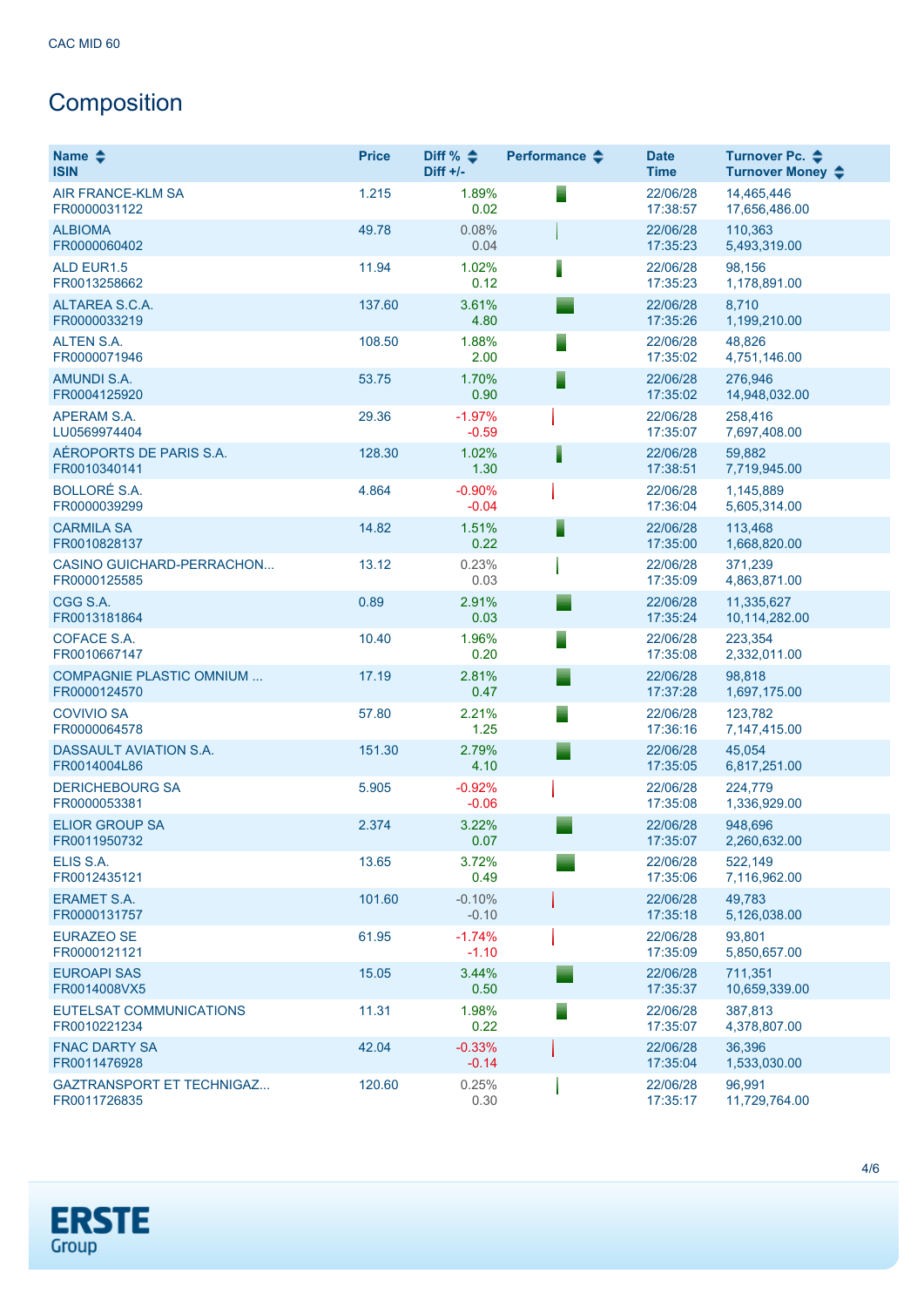CAC MID 60

## Composition

| Name<br>ISIN | Price | Diff %<br>Diff +/- | Performance | Date<br>Time | Turnover Pc.<br>Turnover Money |
|---|---|---|---|---|---|
| AIR FRANCE-KLM SA<br>FR0000031122 | 1.215 | 1.89%<br>0.02 | | 22/06/28<br>17:38:57 | 14,465,446<br>17,656,486.00 |
| ALBIOMA<br>FR0000060402 | 49.78 | 0.08%<br>0.04 | | 22/06/28<br>17:35:23 | 110,363<br>5,493,319.00 |
| ALD EUR1.5<br>FR0013258662 | 11.94 | 1.02%<br>0.12 | | 22/06/28<br>17:35:23 | 98,156<br>1,178,891.00 |
| ALTAREA S.C.A.<br>FR0000033219 | 137.60 | 3.61%<br>4.80 | | 22/06/28<br>17:35:26 | 8,710<br>1,199,210.00 |
| ALTEN S.A.<br>FR0000071946 | 108.50 | 1.88%<br>2.00 | | 22/06/28<br>17:35:02 | 48,826<br>4,751,146.00 |
| AMUNDI S.A.<br>FR0004125920 | 53.75 | 1.70%<br>0.90 | | 22/06/28<br>17:35:02 | 276,946<br>14,948,032.00 |
| APERAM S.A.<br>LU0569974404 | 29.36 | -1.97%<br>-0.59 | | 22/06/28<br>17:35:07 | 258,416<br>7,697,408.00 |
| AÉROPORTS DE PARIS S.A.<br>FR0010340141 | 128.30 | 1.02%<br>1.30 | | 22/06/28<br>17:38:51 | 59,882<br>7,719,945.00 |
| BOLLORÉ S.A.<br>FR0000039299 | 4.864 | -0.90%<br>-0.04 | | 22/06/28<br>17:36:04 | 1,145,889<br>5,605,314.00 |
| CARMILA SA<br>FR0010828137 | 14.82 | 1.51%<br>0.22 | | 22/06/28<br>17:35:00 | 113,468<br>1,668,820.00 |
| CASINO GUICHARD-PERRACHON...<br>FR0000125585 | 13.12 | 0.23%<br>0.03 | | 22/06/28<br>17:35:09 | 371,239<br>4,863,871.00 |
| CGG S.A.<br>FR0013181864 | 0.89 | 2.91%<br>0.03 | | 22/06/28<br>17:35:24 | 11,335,627<br>10,114,282.00 |
| COFACE S.A.<br>FR0010667147 | 10.40 | 1.96%<br>0.20 | | 22/06/28<br>17:35:08 | 223,354<br>2,332,011.00 |
| COMPAGNIE PLASTIC OMNIUM ...<br>FR0000124570 | 17.19 | 2.81%<br>0.47 | | 22/06/28<br>17:37:28 | 98,818<br>1,697,175.00 |
| COVIVIO SA<br>FR0000064578 | 57.80 | 2.21%<br>1.25 | | 22/06/28<br>17:36:16 | 123,782<br>7,147,415.00 |
| DASSAULT AVIATION S.A.<br>FR0014004L86 | 151.30 | 2.79%<br>4.10 | | 22/06/28<br>17:35:05 | 45,054<br>6,817,251.00 |
| DERICHEBOURG SA<br>FR0000053381 | 5.905 | -0.92%<br>-0.06 | | 22/06/28<br>17:35:08 | 224,779<br>1,336,929.00 |
| ELIOR GROUP SA<br>FR0011950732 | 2.374 | 3.22%<br>0.07 | | 22/06/28<br>17:35:07 | 948,696<br>2,260,632.00 |
| ELIS S.A.<br>FR0012435121 | 13.65 | 3.72%<br>0.49 | | 22/06/28<br>17:35:06 | 522,149<br>7,116,962.00 |
| ERAMET S.A.<br>FR0000131757 | 101.60 | -0.10%<br>-0.10 | | 22/06/28<br>17:35:18 | 49,783<br>5,126,038.00 |
| EURAZEO SE<br>FR0000121121 | 61.95 | -1.74%<br>-1.10 | | 22/06/28<br>17:35:09 | 93,801<br>5,850,657.00 |
| EUROAPI SAS<br>FR0014008VX5 | 15.05 | 3.44%<br>0.50 | | 22/06/28<br>17:35:37 | 711,351<br>10,659,339.00 |
| EUTELSAT COMMUNICATIONS<br>FR0010221234 | 11.31 | 1.98%<br>0.22 | | 22/06/28<br>17:35:07 | 387,813<br>4,378,807.00 |
| FNAC DARTY SA<br>FR0011476928 | 42.04 | -0.33%<br>-0.14 | | 22/06/28<br>17:35:04 | 36,396<br>1,533,030.00 |
| GAZTRANSPORT ET TECHNIGAZ...<br>FR0011726835 | 120.60 | 0.25%<br>0.30 | | 22/06/28<br>17:35:17 | 96,991<br>11,729,764.00 |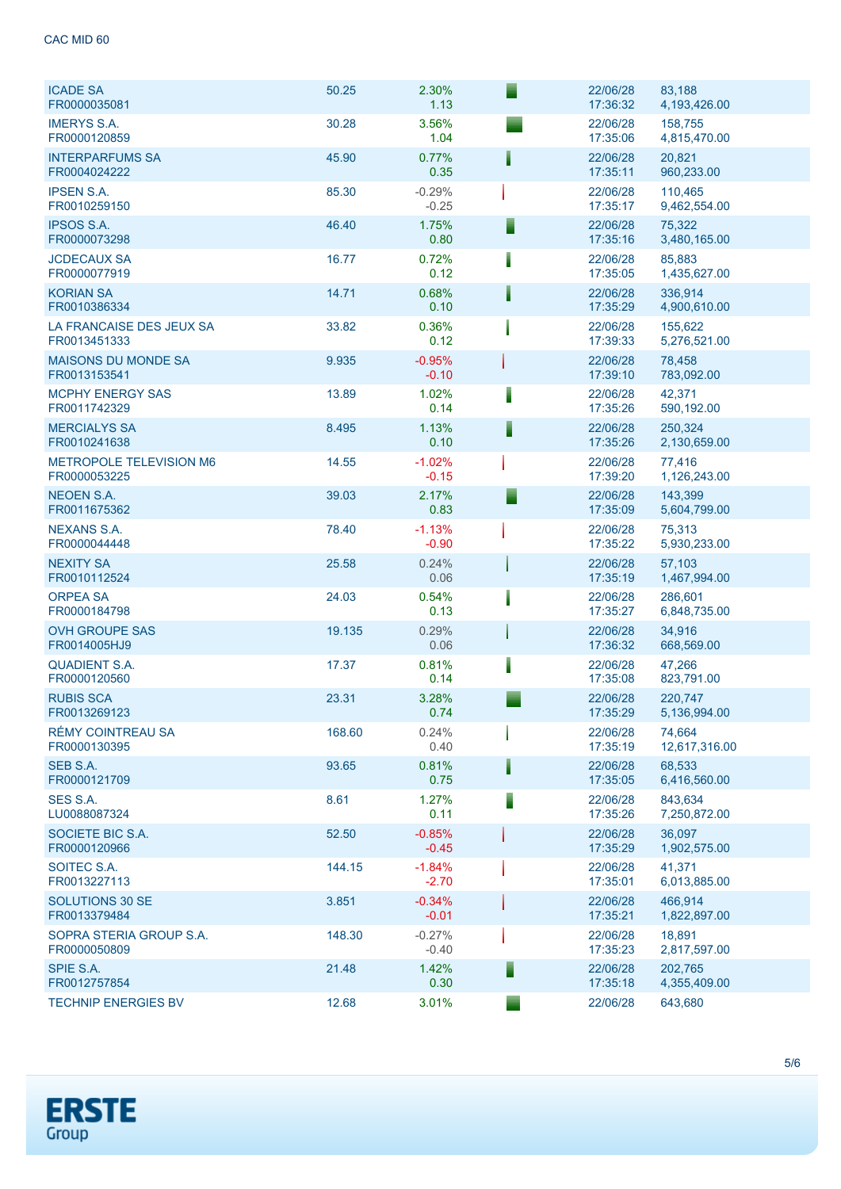| | | | | | |
|---|---|---|---|---|---|
| ICADE SA<br>FR0000035081 | 50.25 | 2.30%<br>1.13 | | 22/06/28<br>17:36:32 | 83,188<br>4,193,426.00 |
| IMERYS S.A.<br>FR0000120859 | 30.28 | 3.56%<br>1.04 | | 22/06/28<br>17:35:06 | 158,755<br>4,815,470.00 |
| INTERPARFUMS SA<br>FR0004024222 | 45.90 | 0.77%<br>0.35 | | 22/06/28<br>17:35:11 | 20,821<br>960,233.00 |
| IPSEN S.A.<br>FR0010259150 | 85.30 | -0.29%<br>-0.25 | | 22/06/28<br>17:35:17 | 110,465<br>9,462,554.00 |
| IPSOS S.A.<br>FR0000073298 | 46.40 | 1.75%<br>0.80 | | 22/06/28<br>17:35:16 | 75,322<br>3,480,165.00 |
| JCDECAUX SA<br>FR0000077919 | 16.77 | 0.72%<br>0.12 | | 22/06/28<br>17:35:05 | 85,883<br>1,435,627.00 |
| KORIAN SA<br>FR0010386334 | 14.71 | 0.68%<br>0.10 | | 22/06/28<br>17:35:29 | 336,914<br>4,900,610.00 |
| LA FRANCAISE DES JEUX SA<br>FR0013451333 | 33.82 | 0.36%<br>0.12 | | 22/06/28<br>17:39:33 | 155,622<br>5,276,521.00 |
| MAISONS DU MONDE SA<br>FR0013153541 | 9.935 | -0.95%<br>-0.10 | | 22/06/28<br>17:39:10 | 78,458<br>783,092.00 |
| MCPHY ENERGY SAS<br>FR0011742329 | 13.89 | 1.02%<br>0.14 | | 22/06/28<br>17:35:26 | 42,371<br>590,192.00 |
| MERCIALYS SA<br>FR0010241638 | 8.495 | 1.13%<br>0.10 | | 22/06/28<br>17:35:26 | 250,324<br>2,130,659.00 |
| METROPOLE TELEVISION M6<br>FR0000053225 | 14.55 | -1.02%<br>-0.15 | | 22/06/28<br>17:39:20 | 77,416<br>1,126,243.00 |
| NEOEN S.A.<br>FR0011675362 | 39.03 | 2.17%<br>0.83 | | 22/06/28<br>17:35:09 | 143,399<br>5,604,799.00 |
| NEXANS S.A.<br>FR0000044448 | 78.40 | -1.13%<br>-0.90 | | 22/06/28<br>17:35:22 | 75,313<br>5,930,233.00 |
| NEXITY SA<br>FR0010112524 | 25.58 | 0.24%<br>0.06 | | 22/06/28<br>17:35:19 | 57,103<br>1,467,994.00 |
| ORPEA SA<br>FR0000184798 | 24.03 | 0.54%<br>0.13 | | 22/06/28<br>17:35:27 | 286,601<br>6,848,735.00 |
| OVH GROUPE SAS<br>FR0014005HJ9 | 19.135 | 0.29%<br>0.06 | | 22/06/28<br>17:36:32 | 34,916<br>668,569.00 |
| QUADIENT S.A.<br>FR0000120560 | 17.37 | 0.81%<br>0.14 | | 22/06/28<br>17:35:08 | 47,266<br>823,791.00 |
| RUBIS SCA<br>FR0013269123 | 23.31 | 3.28%<br>0.74 | | 22/06/28<br>17:35:29 | 220,747<br>5,136,994.00 |
| RÉMY COINTREAU SA<br>FR0000130395 | 168.60 | 0.24%<br>0.40 | | 22/06/28<br>17:35:19 | 74,664<br>12,617,316.00 |
| SEB S.A.<br>FR0000121709 | 93.65 | 0.81%<br>0.75 | | 22/06/28<br>17:35:05 | 68,533<br>6,416,560.00 |
| SES S.A.<br>LU0088087324 | 8.61 | 1.27%<br>0.11 | | 22/06/28<br>17:35:26 | 843,634<br>7,250,872.00 |
| SOCIETE BIC S.A.<br>FR0000120966 | 52.50 | -0.85%<br>-0.45 | | 22/06/28<br>17:35:29 | 36,097<br>1,902,575.00 |
| SOITEC S.A.<br>FR0013227113 | 144.15 | -1.84%<br>-2.70 | | 22/06/28<br>17:35:01 | 41,371<br>6,013,885.00 |
| SOLUTIONS 30 SE<br>FR0013379484 | 3.851 | -0.34%<br>-0.01 | | 22/06/28<br>17:35:21 | 466,914<br>1,822,897.00 |
| SOPRA STERIA GROUP S.A.<br>FR0000050809 | 148.30 | -0.27%<br>-0.40 | | 22/06/28<br>17:35:23 | 18,891<br>2,817,597.00 |
| SPIE S.A.<br>FR0012757854 | 21.48 | 1.42%<br>0.30 | | 22/06/28<br>17:35:18 | 202,765<br>4,355,409.00 |
| TECHNIP ENERGIES BV | 12.68 | 3.01% | | 22/06/28 | 643,680 |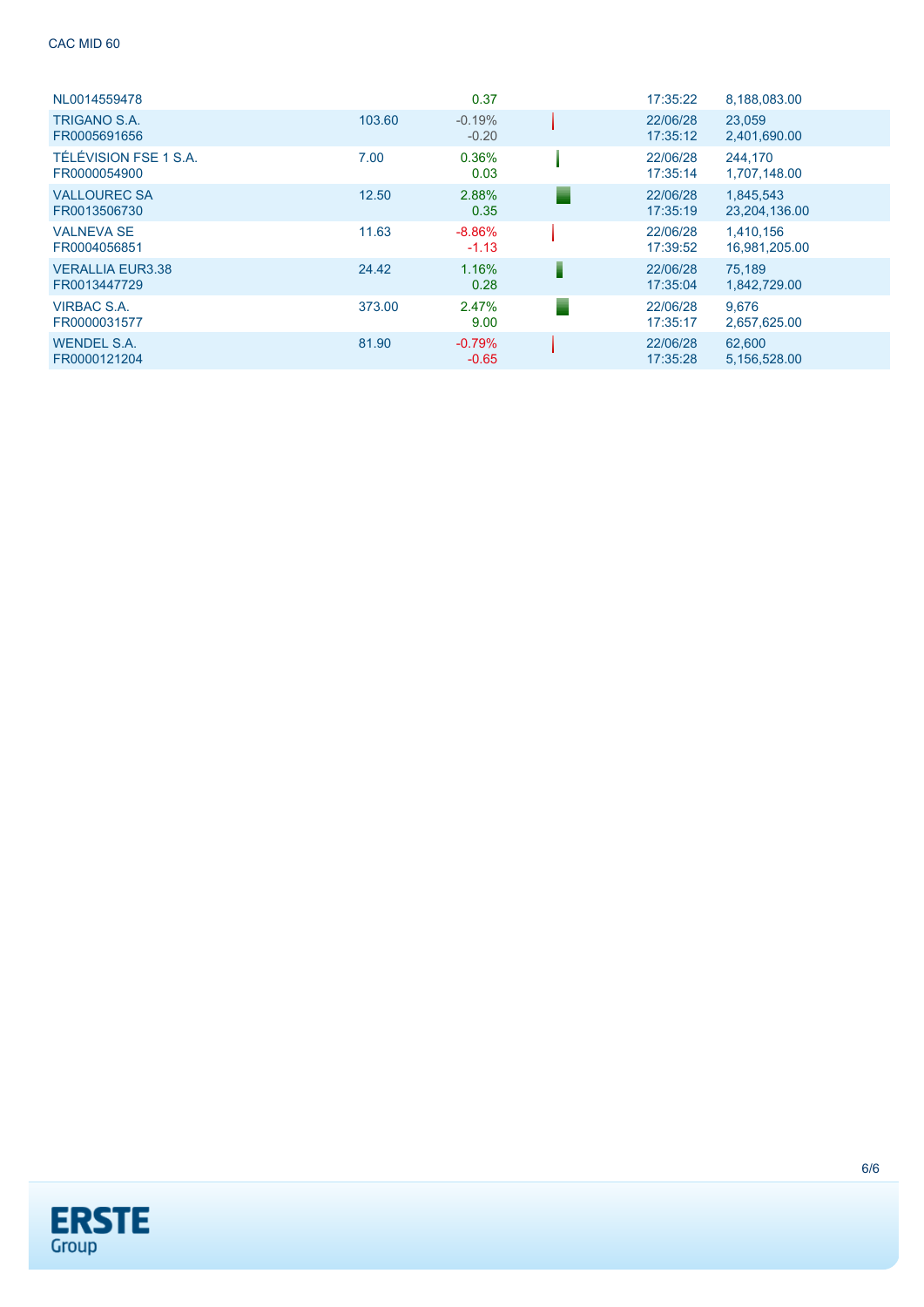| | | | | | |
|---|---|---|---|---|---|
| NL0014559478 | | 0.37 | | 17:35:22 | 8,188,083.00 |
| TRIGANO S.A.<br>FR0005691656 | 103.60 | -0.19%<br>-0.20 | | 22/06/28<br>17:35:12 | 23,059<br>2,401,690.00 |
| TÉLÉVISION FSE 1 S.A.<br>FR0000054900 | 7.00 | 0.36%<br>0.03 | | 22/06/28<br>17:35:14 | 244,170<br>1,707,148.00 |
| VALLOUREC SA<br>FR0013506730 | 12.50 | 2.88%<br>0.35 | | 22/06/28<br>17:35:19 | 1,845,543<br>23,204,136.00 |
| VALNEVA SE<br>FR0004056851 | 11.63 | -8.86%<br>-1.13 | | 22/06/28<br>17:39:52 | 1,410,156<br>16,981,205.00 |
| VERALLIA EUR3.38<br>FR0013447729 | 24.42 | 1.16%<br>0.28 | | 22/06/28<br>17:35:04 | 75,189<br>1,842,729.00 |
| VIRBAC S.A.<br>FR0000031577 | 373.00 | 2.47%<br>9.00 | | 22/06/28<br>17:35:17 | 9,676<br>2,657,625.00 |
| WENDEL S.A.<br>FR0000121204 | 81.90 | -0.79%<br>-0.65 | | 22/06/28<br>17:35:28 | 62,600<br>5,156,528.00 |